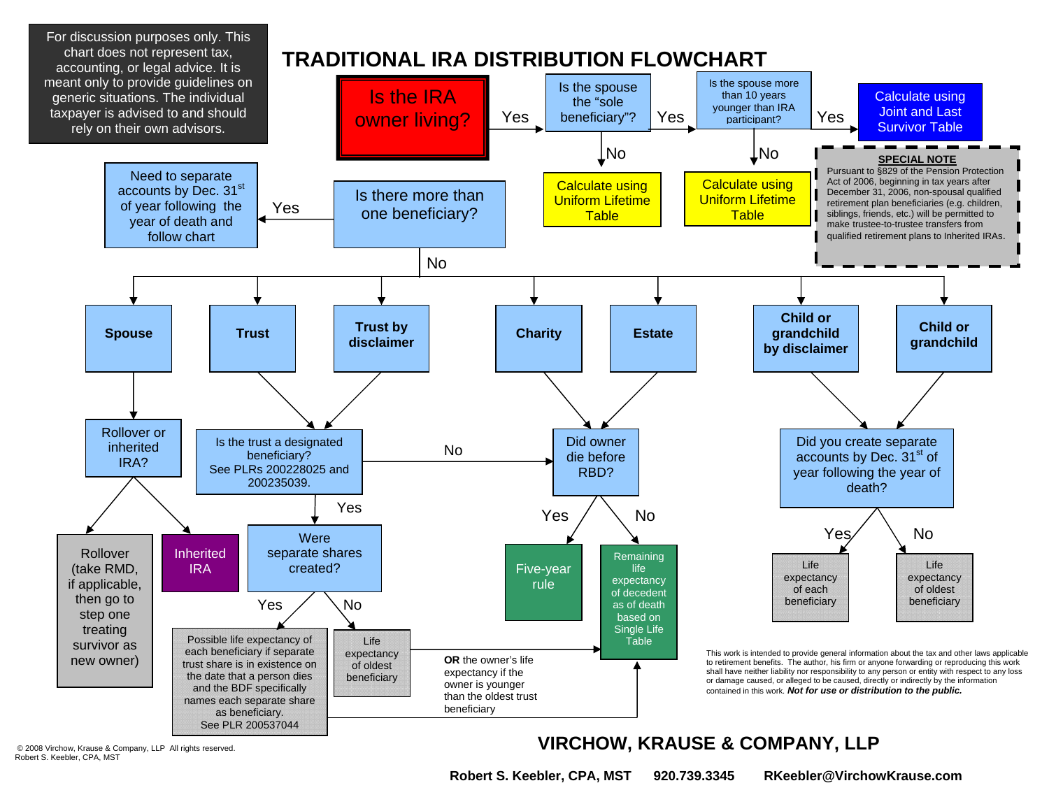For discussion purposes only. This chart does not represent tax, accounting, or legal advice. It is meant only to provide guidelines on generic situations. The individual taxpayer is advised to and should rely on their own advisors.

# TRADITIONAL IRA DISTRIBUTION FLOWCHART

**Is the IRA owner living?**

- **Yes** → Is the spouse the "sole beneficiary"?
  - **No** → Calculate using Uniform Lifetime Table
  - **Yes** → Is the spouse more than 10 years younger than IRA participant?
    - **No** → Calculate using Uniform Lifetime Table
    - **Yes** → Calculate using Joint and Last Survivor Table

**SPECIAL NOTE**

Pursuant to §829 of the Pension Protection Act of 2006, beginning in tax years after December 31, 2006, non-spousal qualified retirement plan beneficiaries (e.g. children, siblings, friends, etc.) will be permitted to make trustee-to-trustee transfers from qualified retirement plans to Inherited IRAs.

**Is there more than one beneficiary?**

- **Yes** → Need to separate accounts by Dec. 31st of year following the year of death and follow chart
- **No** →
  - **Spouse** → Rollover or inherited IRA?
    - Rollover (take RMD, if applicable, then go to step one treating survivor as new owner)
    - Inherited IRA
  - **Trust** / **Trust by disclaimer** → Is the trust a designated beneficiary? See PLRs 200228025 and 200235039.
    - **No** → Did owner die before RBD?
    - **Yes** → Were separate shares created?
      - **Yes** → Possible life expectancy of each beneficiary if separate trust share is in existence on the date that a person dies and the BDF specifically names each separate share as beneficiary. See PLR 200537044
      - **No** → Life expectancy of oldest beneficiary
      - **OR** the owner's life expectancy if the owner is younger than the oldest trust beneficiary (→ Remaining life expectancy of decedent as of death based on Single Life Table)
  - **Charity** / **Estate** → Did owner die before RBD?
    - **Yes** → Five-year rule
    - **No** → Remaining life expectancy of decedent as of death based on Single Life Table
  - **Child or grandchild by disclaimer** / **Child or grandchild** → Did you create separate accounts by Dec. 31st of year following the year of death?
    - **Yes** → Life expectancy of each beneficiary
    - **No** → Life expectancy of oldest beneficiary

This work is intended to provide general information about the tax and other laws applicable to retirement benefits. The author, his firm or anyone forwarding or reproducing this work shall have neither liability nor responsibility to any person or entity with respect to any loss or damage caused, or alleged to be caused, directly or indirectly by the information contained in this work. ***Not for use or distribution to the public.***

© 2008 Virchow, Krause & Company, LLP All rights reserved.
Robert S. Keebler, CPA, MST

**VIRCHOW, KRAUSE & COMPANY, LLP**

**Robert S. Keebler, CPA, MST 920.739.3345 RKeebler@VirchowKrause.com**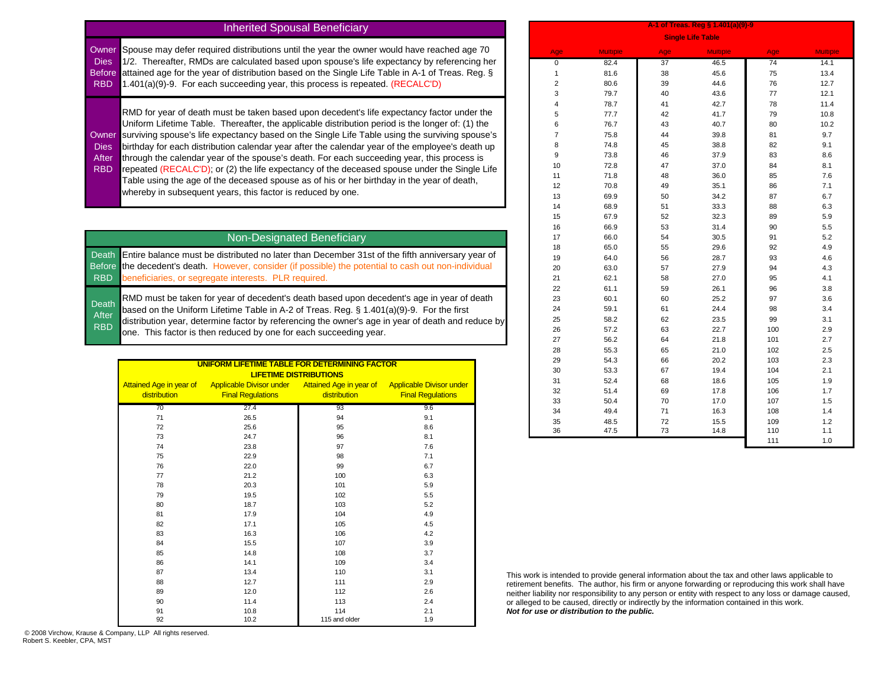## Inherited Spousal Beneficiary

| | |
|---|---|
| Owner Dies Before RBD | Spouse may defer required distributions until the year the owner would have reached age 70 1/2. Thereafter, RMDs are calculated based upon spouse's life expectancy by referencing her attained age for the year of distribution based on the Single Life Table in A-1 of Treas. Reg. § 1.401(a)(9)-9. For each succeeding year, this process is repeated. (RECALC'D) |
| Owner Dies After RBD | RMD for year of death must be taken based upon decedent's life expectancy factor under the Uniform Lifetime Table. Thereafter, the applicable distribution period is the longer of: (1) the surviving spouse's life expectancy based on the Single Life Table using the surviving spouse's birthday for each distribution calendar year after the calendar year of the employee's death up through the calendar year of the spouse's death. For each succeeding year, this process is repeated (RECALC'D); or (2) the life expectancy of the deceased spouse under the Single Life Table using the age of the deceased spouse as of his or her birthday in the year of death, whereby in subsequent years, this factor is reduced by one. |

## Non-Designated Beneficiary

| | |
|---|---|
| Death Before RBD | Entire balance must be distributed no later than December 31st of the fifth anniversary year of the decedent's death. However, consider (if possible) the potential to cash out non-individual beneficiaries, or segregate interests. PLR required. |
| Death After RBD | RMD must be taken for year of decedent's death based upon decedent's age in year of death based on the Uniform Lifetime Table in A-2 of Treas. Reg. § 1.401(a)(9)-9. For the first distribution year, determine factor by referencing the owner's age in year of death and reduce by one. This factor is then reduced by one for each succeeding year. |

### UNIFORM LIFETIME TABLE FOR DETERMINING FACTOR LIFETIME DISTRIBUTIONS

| Attained Age in year of distribution | Applicable Divisor under Final Regulations | Attained Age in year of distribution | Applicable Divisor under Final Regulations |
|---|---|---|---|
| 70 | 27.4 | 93 | 9.6 |
| 71 | 26.5 | 94 | 9.1 |
| 72 | 25.6 | 95 | 8.6 |
| 73 | 24.7 | 96 | 8.1 |
| 74 | 23.8 | 97 | 7.6 |
| 75 | 22.9 | 98 | 7.1 |
| 76 | 22.0 | 99 | 6.7 |
| 77 | 21.2 | 100 | 6.3 |
| 78 | 20.3 | 101 | 5.9 |
| 79 | 19.5 | 102 | 5.5 |
| 80 | 18.7 | 103 | 5.2 |
| 81 | 17.9 | 104 | 4.9 |
| 82 | 17.1 | 105 | 4.5 |
| 83 | 16.3 | 106 | 4.2 |
| 84 | 15.5 | 107 | 3.9 |
| 85 | 14.8 | 108 | 3.7 |
| 86 | 14.1 | 109 | 3.4 |
| 87 | 13.4 | 110 | 3.1 |
| 88 | 12.7 | 111 | 2.9 |
| 89 | 12.0 | 112 | 2.6 |
| 90 | 11.4 | 113 | 2.4 |
| 91 | 10.8 | 114 | 2.1 |
| 92 | 10.2 | 115 and older | 1.9 |

### A-1 of Treas. Reg § 1.401(a)(9)-9 Single Life Table

| Age | Multiple | Age | Multiple | Age | Multiple |
|---|---|---|---|---|---|
| 0 | 82.4 | 37 | 46.5 | 74 | 14.1 |
| 1 | 81.6 | 38 | 45.6 | 75 | 13.4 |
| 2 | 80.6 | 39 | 44.6 | 76 | 12.7 |
| 3 | 79.7 | 40 | 43.6 | 77 | 12.1 |
| 4 | 78.7 | 41 | 42.7 | 78 | 11.4 |
| 5 | 77.7 | 42 | 41.7 | 79 | 10.8 |
| 6 | 76.7 | 43 | 40.7 | 80 | 10.2 |
| 7 | 75.8 | 44 | 39.8 | 81 | 9.7 |
| 8 | 74.8 | 45 | 38.8 | 82 | 9.1 |
| 9 | 73.8 | 46 | 37.9 | 83 | 8.6 |
| 10 | 72.8 | 47 | 37.0 | 84 | 8.1 |
| 11 | 71.8 | 48 | 36.0 | 85 | 7.6 |
| 12 | 70.8 | 49 | 35.1 | 86 | 7.1 |
| 13 | 69.9 | 50 | 34.2 | 87 | 6.7 |
| 14 | 68.9 | 51 | 33.3 | 88 | 6.3 |
| 15 | 67.9 | 52 | 32.3 | 89 | 5.9 |
| 16 | 66.9 | 53 | 31.4 | 90 | 5.5 |
| 17 | 66.0 | 54 | 30.5 | 91 | 5.2 |
| 18 | 65.0 | 55 | 29.6 | 92 | 4.9 |
| 19 | 64.0 | 56 | 28.7 | 93 | 4.6 |
| 20 | 63.0 | 57 | 27.9 | 94 | 4.3 |
| 21 | 62.1 | 58 | 27.0 | 95 | 4.1 |
| 22 | 61.1 | 59 | 26.1 | 96 | 3.8 |
| 23 | 60.1 | 60 | 25.2 | 97 | 3.6 |
| 24 | 59.1 | 61 | 24.4 | 98 | 3.4 |
| 25 | 58.2 | 62 | 23.5 | 99 | 3.1 |
| 26 | 57.2 | 63 | 22.7 | 100 | 2.9 |
| 27 | 56.2 | 64 | 21.8 | 101 | 2.7 |
| 28 | 55.3 | 65 | 21.0 | 102 | 2.5 |
| 29 | 54.3 | 66 | 20.2 | 103 | 2.3 |
| 30 | 53.3 | 67 | 19.4 | 104 | 2.1 |
| 31 | 52.4 | 68 | 18.6 | 105 | 1.9 |
| 32 | 51.4 | 69 | 17.8 | 106 | 1.7 |
| 33 | 50.4 | 70 | 17.0 | 107 | 1.5 |
| 34 | 49.4 | 71 | 16.3 | 108 | 1.4 |
| 35 | 48.5 | 72 | 15.5 | 109 | 1.2 |
| 36 | 47.5 | 73 | 14.8 | 110 | 1.1 |
| | | | | 111 | 1.0 |

This work is intended to provide general information about the tax and other laws applicable to retirement benefits. The author, his firm or anyone forwarding or reproducing this work shall have neither liability nor responsibility to any person or entity with respect to any loss or damage caused, or alleged to be caused, directly or indirectly by the information contained in this work. ***Not for use or distribution to the public.***

© 2008 Virchow, Krause & Company, LLP All rights reserved.
Robert S. Keebler, CPA, MST